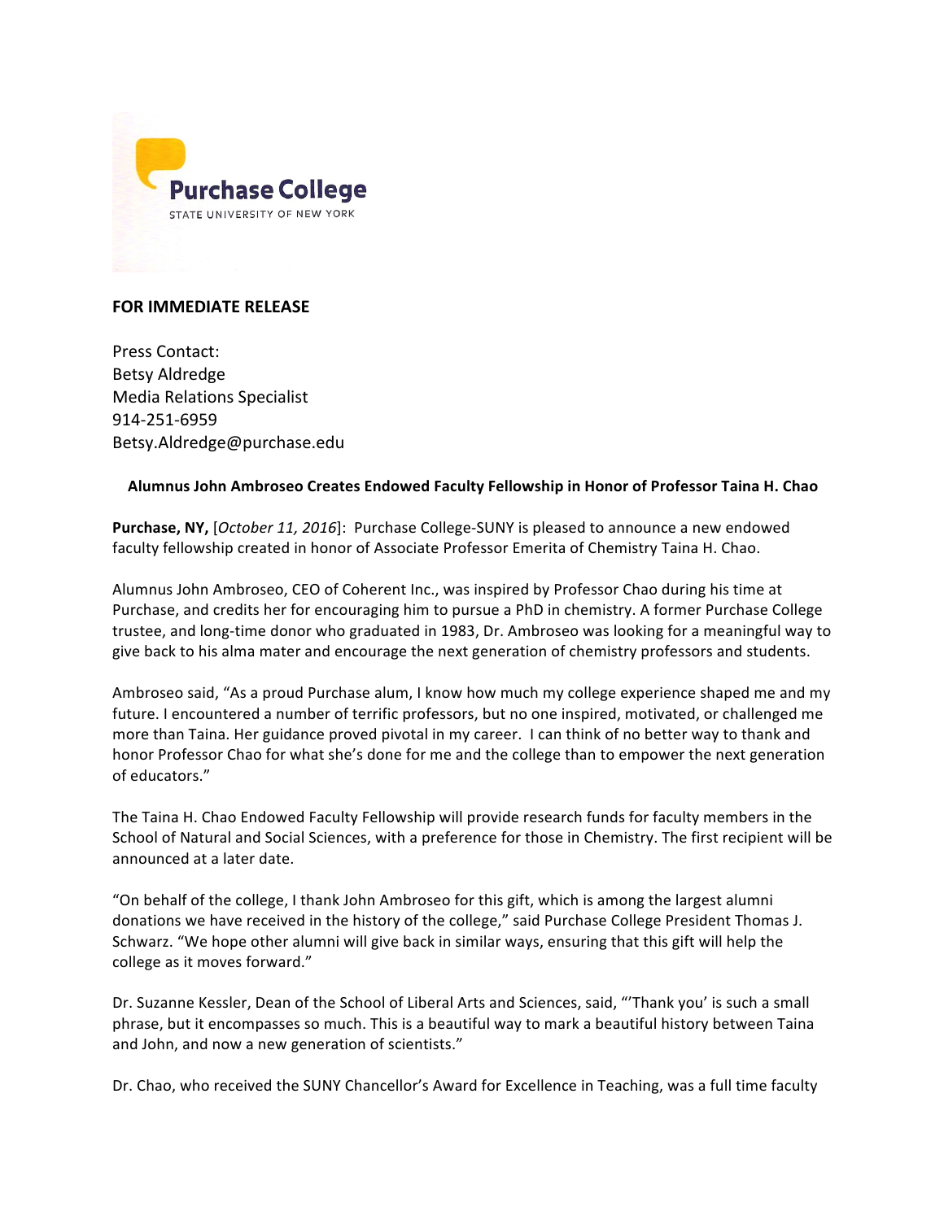Purchase College

STATE UNIVERSITY OF NEW YORK

**FOR IMMEDIATE RELEASE**

Press Contact:
Betsy Aldredge
Media Relations Specialist
914-251-6959
Betsy.Aldredge@purchase.edu

**Alumnus John Ambroseo Creates Endowed Faculty Fellowship in Honor of Professor Taina H. Chao**

**Purchase, NY,** [*October 11, 2016*]: Purchase College-SUNY is pleased to announce a new endowed faculty fellowship created in honor of Associate Professor Emerita of Chemistry Taina H. Chao.

Alumnus John Ambroseo, CEO of Coherent Inc., was inspired by Professor Chao during his time at Purchase, and credits her for encouraging him to pursue a PhD in chemistry. A former Purchase College trustee, and long-time donor who graduated in 1983, Dr. Ambroseo was looking for a meaningful way to give back to his alma mater and encourage the next generation of chemistry professors and students.

Ambroseo said, "As a proud Purchase alum, I know how much my college experience shaped me and my future. I encountered a number of terrific professors, but no one inspired, motivated, or challenged me more than Taina. Her guidance proved pivotal in my career. I can think of no better way to thank and honor Professor Chao for what she's done for me and the college than to empower the next generation of educators."

The Taina H. Chao Endowed Faculty Fellowship will provide research funds for faculty members in the School of Natural and Social Sciences, with a preference for those in Chemistry. The first recipient will be announced at a later date.

"On behalf of the college, I thank John Ambroseo for this gift, which is among the largest alumni donations we have received in the history of the college," said Purchase College President Thomas J. Schwarz. "We hope other alumni will give back in similar ways, ensuring that this gift will help the college as it moves forward."

Dr. Suzanne Kessler, Dean of the School of Liberal Arts and Sciences, said, "'Thank you' is such a small phrase, but it encompasses so much. This is a beautiful way to mark a beautiful history between Taina and John, and now a new generation of scientists."

Dr. Chao, who received the SUNY Chancellor's Award for Excellence in Teaching, was a full time faculty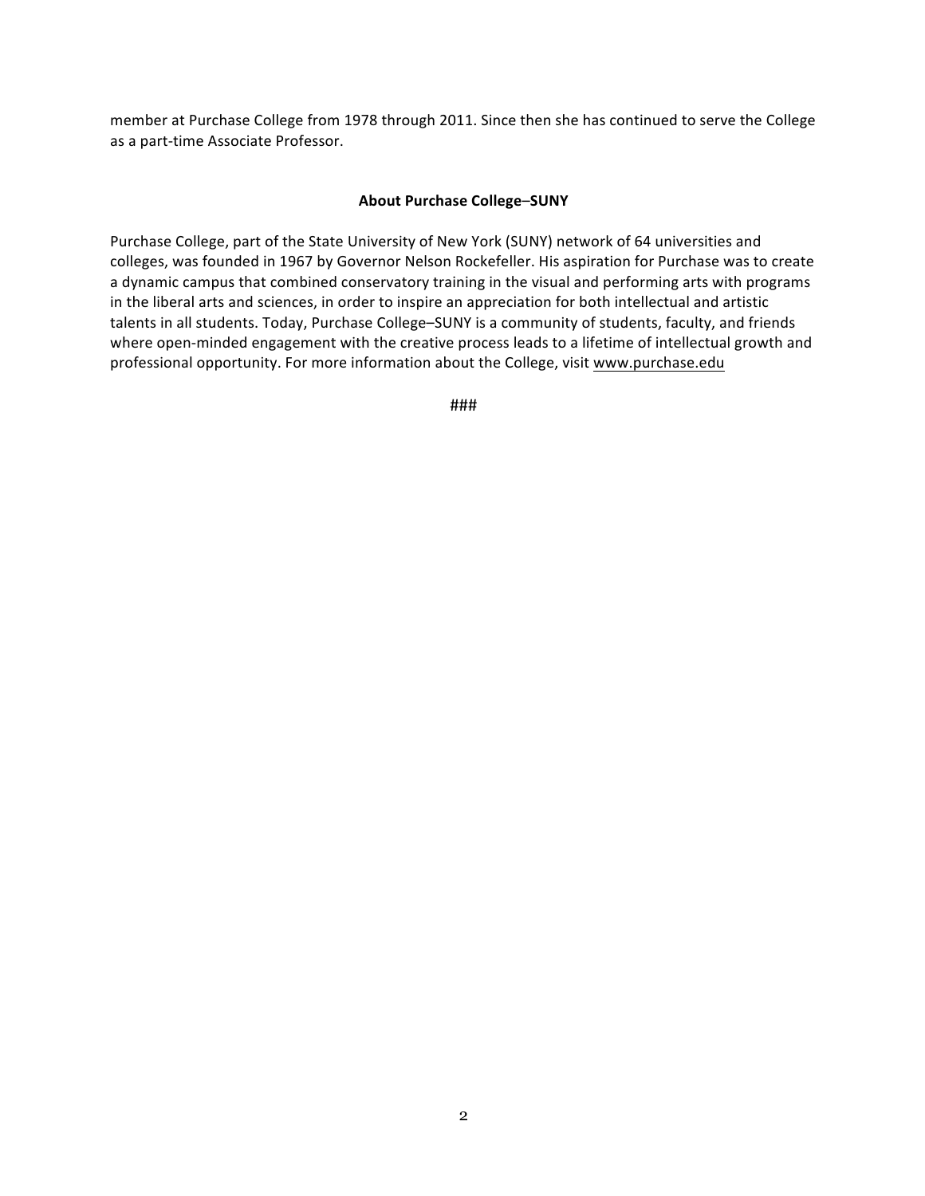member at Purchase College from 1978 through 2011. Since then she has continued to serve the College as a part-time Associate Professor.

**About Purchase College–SUNY**

Purchase College, part of the State University of New York (SUNY) network of 64 universities and colleges, was founded in 1967 by Governor Nelson Rockefeller. His aspiration for Purchase was to create a dynamic campus that combined conservatory training in the visual and performing arts with programs in the liberal arts and sciences, in order to inspire an appreciation for both intellectual and artistic talents in all students. Today, Purchase College–SUNY is a community of students, faculty, and friends where open-minded engagement with the creative process leads to a lifetime of intellectual growth and professional opportunity. For more information about the College, visit www.purchase.edu

###